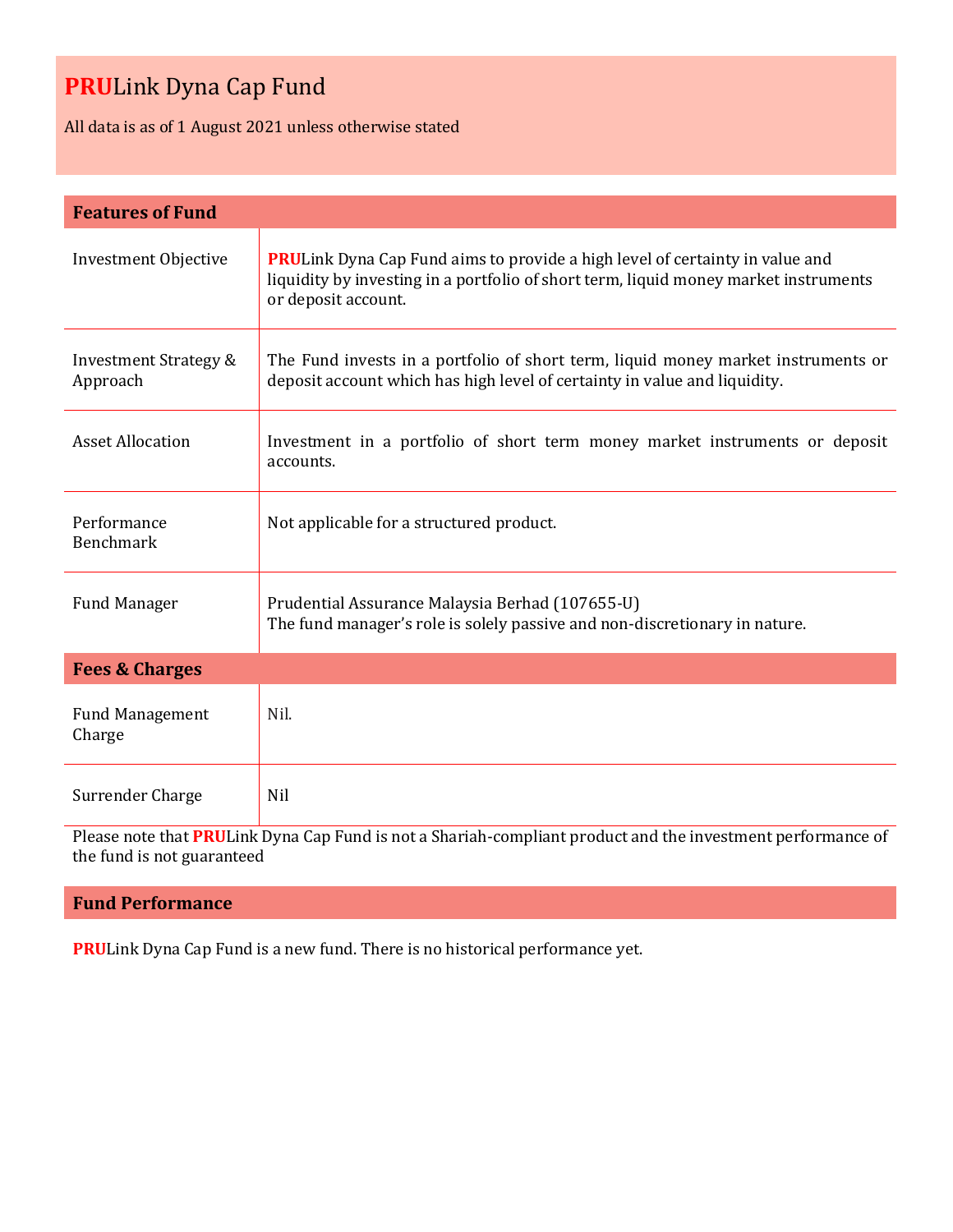# PRULink Dyna Cap Fund

All data is as of 1 August 2021 unless otherwise stated

## Features of Fund

| | |
|---|---|
| Investment Objective | PRULink Dyna Cap Fund aims to provide a high level of certainty in value and liquidity by investing in a portfolio of short term, liquid money market instruments or deposit account. |
| Investment Strategy & Approach | The Fund invests in a portfolio of short term, liquid money market instruments or deposit account which has high level of certainty in value and liquidity. |
| Asset Allocation | Investment in a portfolio of short term money market instruments or deposit accounts. |
| Performance Benchmark | Not applicable for a structured product. |
| Fund Manager | Prudential Assurance Malaysia Berhad (107655-U)<br>The fund manager's role is solely passive and non-discretionary in nature. |

## Fees & Charges

| | |
|---|---|
| Fund Management Charge | Nil. |
| Surrender Charge | Nil |

Please note that PRULink Dyna Cap Fund is not a Shariah-compliant product and the investment performance of the fund is not guaranteed

## Fund Performance

PRULink Dyna Cap Fund is a new fund. There is no historical performance yet.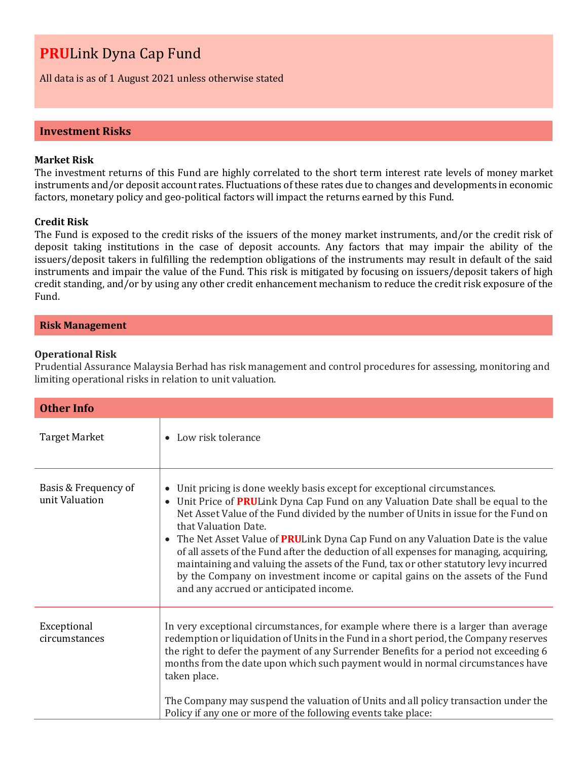# PRULink Dyna Cap Fund

All data is as of 1 August 2021 unless otherwise stated

## Investment Risks

**Market Risk**
The investment returns of this Fund are highly correlated to the short term interest rate levels of money market instruments and/or deposit account rates. Fluctuations of these rates due to changes and developments in economic factors, monetary policy and geo-political factors will impact the returns earned by this Fund.

**Credit Risk**
The Fund is exposed to the credit risks of the issuers of the money market instruments, and/or the credit risk of deposit taking institutions in the case of deposit accounts. Any factors that may impair the ability of the issuers/deposit takers in fulfilling the redemption obligations of the instruments may result in default of the said instruments and impair the value of the Fund. This risk is mitigated by focusing on issuers/deposit takers of high credit standing, and/or by using any other credit enhancement mechanism to reduce the credit risk exposure of the Fund.

## Risk Management

**Operational Risk**
Prudential Assurance Malaysia Berhad has risk management and control procedures for assessing, monitoring and limiting operational risks in relation to unit valuation.

## Other Info

| | |
|---|---|
| Target Market | • Low risk tolerance |
| Basis & Frequency of unit Valuation | • Unit pricing is done weekly basis except for exceptional circumstances.<br>• Unit Price of PRULink Dyna Cap Fund on any Valuation Date shall be equal to the Net Asset Value of the Fund divided by the number of Units in issue for the Fund on that Valuation Date.<br>• The Net Asset Value of PRULink Dyna Cap Fund on any Valuation Date is the value of all assets of the Fund after the deduction of all expenses for managing, acquiring, maintaining and valuing the assets of the Fund, tax or other statutory levy incurred by the Company on investment income or capital gains on the assets of the Fund and any accrued or anticipated income. |
| Exceptional circumstances | In very exceptional circumstances, for example where there is a larger than average redemption or liquidation of Units in the Fund in a short period, the Company reserves the right to defer the payment of any Surrender Benefits for a period not exceeding 6 months from the date upon which such payment would in normal circumstances have taken place.<br><br>The Company may suspend the valuation of Units and all policy transaction under the Policy if any one or more of the following events take place: |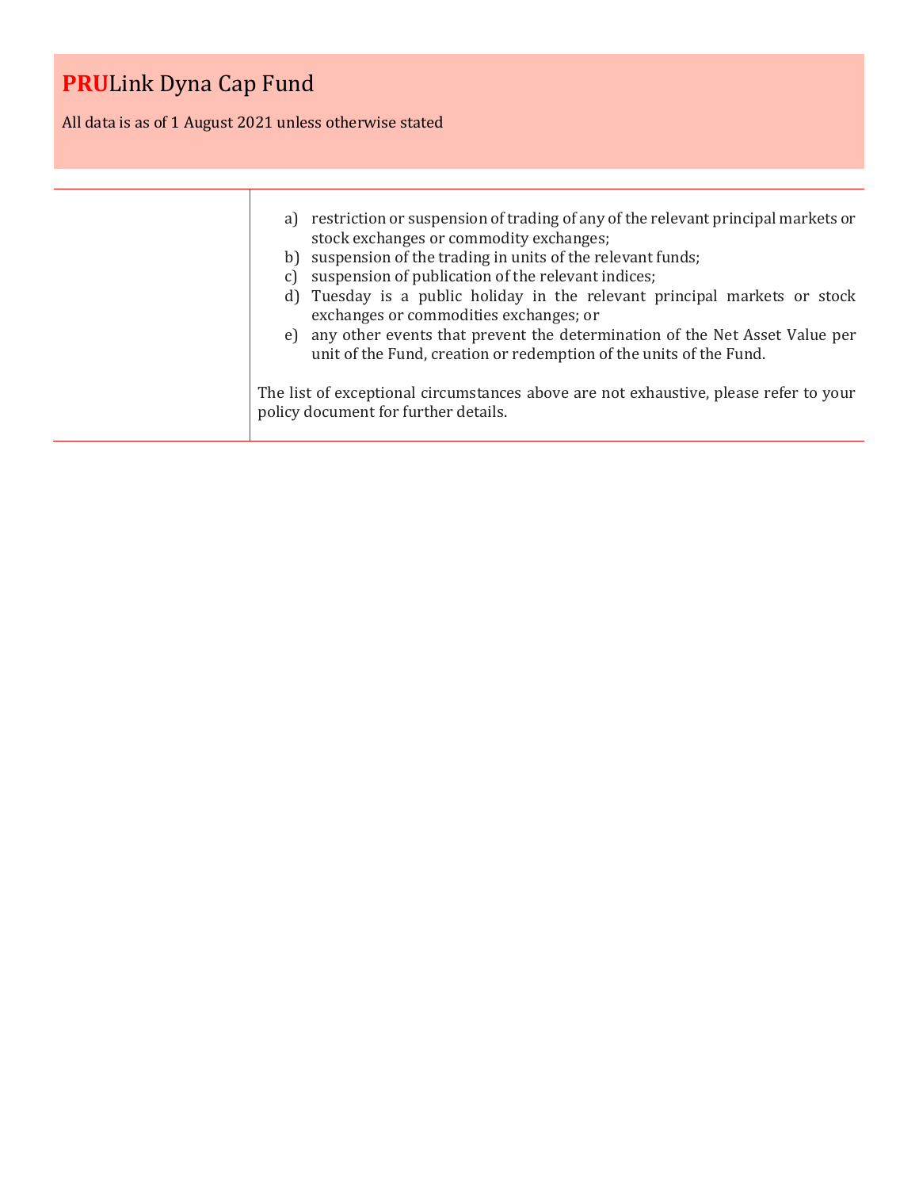# PRULink Dyna Cap Fund

All data is as of 1 August 2021 unless otherwise stated

| | |
|---|---|
| | a) restriction or suspension of trading of any of the relevant principal markets or stock exchanges or commodity exchanges;<br>b) suspension of the trading in units of the relevant funds;<br>c) suspension of publication of the relevant indices;<br>d) Tuesday is a public holiday in the relevant principal markets or stock exchanges or commodities exchanges; or<br>e) any other events that prevent the determination of the Net Asset Value per unit of the Fund, creation or redemption of the units of the Fund.<br><br>The list of exceptional circumstances above are not exhaustive, please refer to your policy document for further details. |